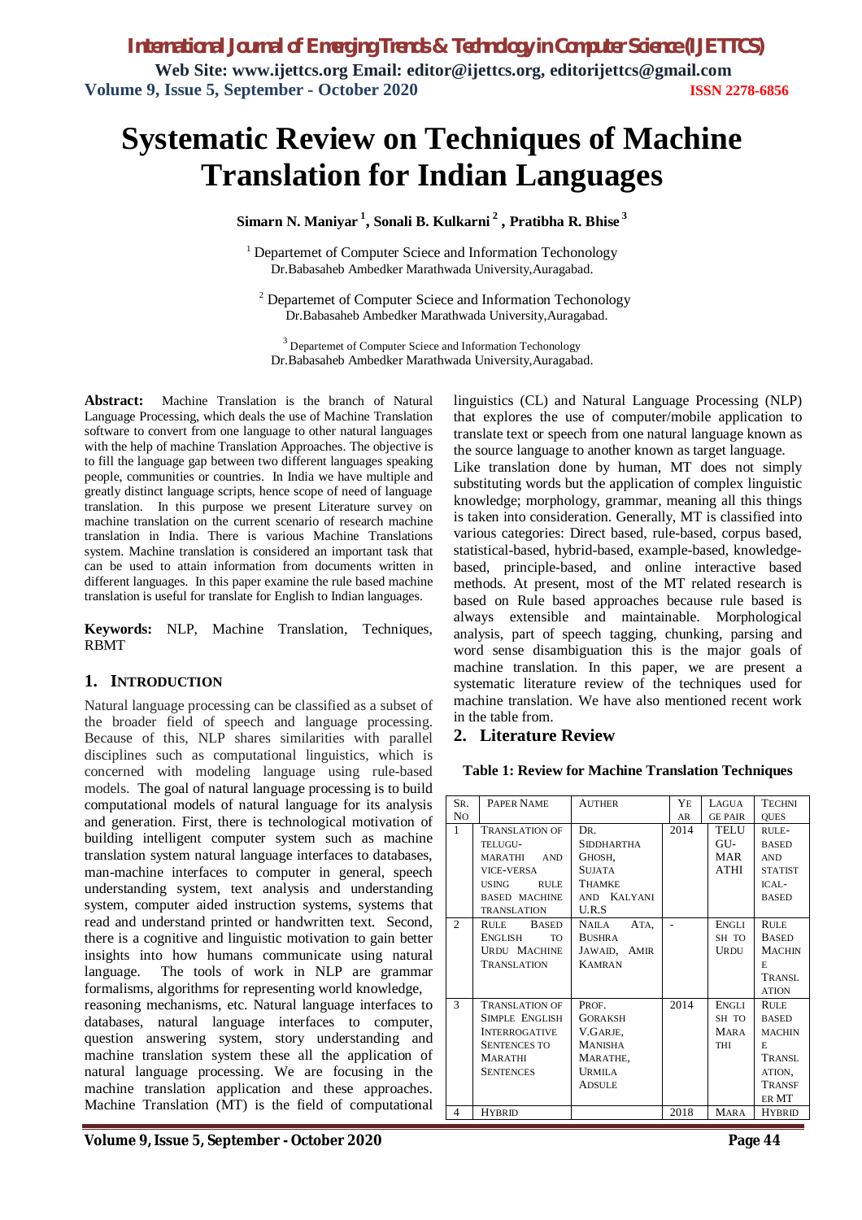# Systematic Review on Techniques of Machine Translation for Indian Languages

**Simarn N. Maniyar [1], Sonali B. Kulkarni [2], Pratibha R. Bhise [3]**

[1] Departemet of Computer Sciece and Information Techonology
Dr.Babasaheb Ambedker Marathwada University,Auragabad.

[2] Departemet of Computer Sciece and Information Techonology
Dr.Babasaheb Ambedker Marathwada University,Auragabad.

[3] Departemet of Computer Sciece and Information Techonology
Dr.Babasaheb Ambedker Marathwada University,Auragabad.

**Abstract:** Machine Translation is the branch of Natural Language Processing, which deals the use of Machine Translation software to convert from one language to other natural languages with the help of machine Translation Approaches. The objective is to fill the language gap between two different languages speaking people, communities or countries. In India we have multiple and greatly distinct language scripts, hence scope of need of language translation. In this purpose we present Literature survey on machine translation on the current scenario of research machine translation in India. There is various Machine Translations system. Machine translation is considered an important task that can be used to attain information from documents written in different languages. In this paper examine the rule based machine translation is useful for translate for English to Indian languages.

**Keywords:** NLP, Machine Translation, Techniques, RBMT

## 1. INTRODUCTION

Natural language processing can be classified as a subset of the broader field of speech and language processing. Because of this, NLP shares similarities with parallel disciplines such as computational linguistics, which is concerned with modeling language using rule-based models. The goal of natural language processing is to build computational models of natural language for its analysis and generation. First, there is technological motivation of building intelligent computer system such as machine translation system natural language interfaces to databases, man-machine interfaces to computer in general, speech understanding system, text analysis and understanding system, computer aided instruction systems, systems that read and understand printed or handwritten text. Second, there is a cognitive and linguistic motivation to gain better insights into how humans communicate using natural language. The tools of work in NLP are grammar formalisms, algorithms for representing world knowledge, reasoning mechanisms, etc. Natural language interfaces to databases, natural language interfaces to computer, question answering system, story understanding and machine translation system these all the application of natural language processing. We are focusing in the machine translation application and these approaches. Machine Translation (MT) is the field of computational linguistics (CL) and Natural Language Processing (NLP) that explores the use of computer/mobile application to translate text or speech from one natural language known as the source language to another known as target language.

Like translation done by human, MT does not simply substituting words but the application of complex linguistic knowledge; morphology, grammar, meaning all this things is taken into consideration. Generally, MT is classified into various categories: Direct based, rule-based, corpus based, statistical-based, hybrid-based, example-based, knowledge-based, principle-based, and online interactive based methods. At present, most of the MT related research is based on Rule based approaches because rule based is always extensible and maintainable. Morphological analysis, part of speech tagging, chunking, parsing and word sense disambiguation this is the major goals of machine translation. In this paper, we are presenting a systematic literature review of the techniques used for machine translation. We have also mentioned recent work in the table from.

## 2. Literature Review

**Table 1: Review for Machine Translation Techniques**

| Sr. No | Paper Name | Auther | Year | Laguage Pair | Techniques |
|---|---|---|---|---|---|
| 1 | Translation of Telugu-Marathi and vice-versa using Rule based Machine Translation | Dr. Siddhartha Ghosh, Sujata Thamke and Kalyani U.R.S | 2014 | Telugu-Marathi | Rule-based and Statistical-based |
| 2 | Rule Based English to Urdu Machine Translation | Naila Ata, Bushra Jawaid, Amir Kamran | - | English to Urdu | Rule Based Machine Translation |
| 3 | Translation of Simple English Interrogative Sentences to Marathi Sentences | Prof. Goraksh V.Garje, Manisha Marathe, Urmila Adsule | 2014 | English to Marathi | Rule based Machine Translation, Transfer MT |
| 4 | Hybrid | | 2018 | Mara | Hybrid |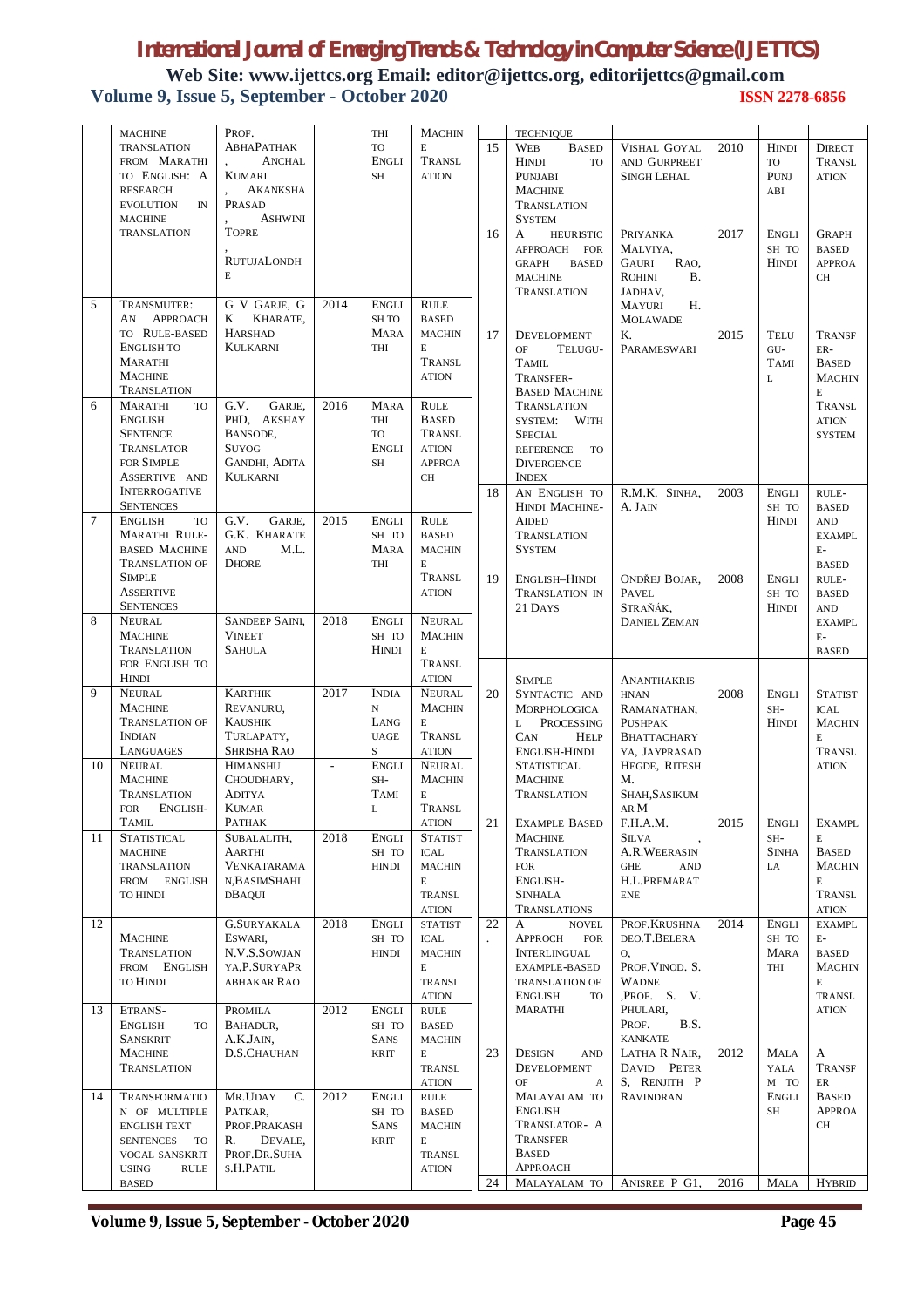| | | | | | |
|---|---|---|---|---|---|
| | Machine Translation from Marathi to English: A Research Evolution in Machine Translation | Prof. AbhaPathak, Anchal Kumari, Akanksha Prasad, Ashwini Topre, RutujaLondhe | | Thi to English | Machine Translation |
| 5 | Transmuter: An Approach to Rule-Based English to Marathi Machine Translation | G V Garje, G K Kharate, Harshad Kulkarni | 2014 | English to Marathi | Rule Based Machine Translation |
| 6 | Marathi to English Sentence Translator for Simple Assertive and Interrogative Sentences | G.V. Garje, PhD, Akshay Bansode, Suyog Gandhi, Adita Kulkarni | 2016 | Marathi to English | Rule Based Translation Approach |
| 7 | English to Marathi Rule-Based Machine Translation of Simple Assertive Sentences | G.V. Garje, G.K. Kharate and M.L. Dhore | 2015 | English to Marathi | Rule Based Machine Translation |
| 8 | Neural Machine Translation for English to Hindi | Sandeep Saini, Vineet Sahula | 2018 | English to Hindi | Neural Machine Translation |
| 9 | Neural Machine Translation of Indian Languages | Karthik Revanuru, Kaushik Turlapaty, Shrisha Rao | 2017 | Indian Languages | Neural Machine Translation |
| 10 | Neural Machine Translation for English-Tamil | Himanshu Choudhary, Aditya Kumar Pathak | - | English-Tamil | Neural Machine Translation |
| 11 | Statistical Machine Translation from English to Hindi | Subalalith, Aarthi Venkatarama n,BasimShahi dBaqui | 2018 | English to Hindi | Statistical Machine Translation |
| 12 | Machine Translation from English to Hindi | G.Suryakala Eswari, N.V.S.Sowjan ya,P.Suryapr abhakar Rao | 2018 | English to Hindi | Statistical Machine Translation |
| 13 | Etrans-English to Sanskrit Machine Translation | Promila Bahadur, A.K.Jain, D.S.Chauhan | 2012 | English to Sanskrit | Rule Based Machine Translation |
| 14 | Transformation of Multiple English Text Sentences to Vocal Sanskrit Using Rule Based Technique | Mr.Uday C. Patkar, Prof.Prakash R. Devale, Prof.Dr.Suha s.H.Patil | 2012 | English to Sanskrit | Rule Based Machine Translation |
| 15 | Web Based Hindi to Punjabi Machine Translation System | Vishal Goyal and Gurpreet Singh Lehal | 2010 | Hindi to Punjabi | Direct Translation |
| 16 | A Heuristic Approach for Graph Based Machine Translation | Priyanka Malviya, Gauri Rao, Rohini B. Jadhav, Mayuri H. Molawade | 2017 | English to Hindi | Graph Based Approach |
| 17 | Development of Telugu-Tamil Transfer-Based Machine Translation System: With Special Reference to Divergence Index | K. Parameswari | 2015 | Telugu-Tamil | Transfer-Based Machine Translation System |
| 18 | An English to Hindi Machine-Aided Translation System | R.M.K. Sinha, A. Jain | 2003 | English to Hindi | Rule-Based and Example-Based |
| 19 | English–Hindi Translation in 21 Days | Ondřej Bojar, Pavel Straňák, Daniel Zeman | 2008 | English to Hindi | Rule-Based and Example-Based |
| 20 | Simple Syntactic and Morphological Processing Can Help English-Hindi Statistical Machine Translation | Ananthakrishnan Ramanathan, Pushpak Bhattacharya, Jayprasad Hegde, Ritesh M. Shah,Sasikumar M | 2008 | English-Hindi | Statistical Machine Translation |
| 21 | Example Based Machine Translation for English-Sinhala Translations | F.H.A.M. Silva, A.R.Weerasinghe and H.L.Premaratene | 2015 | English-Sinhala | Example Based Machine Translation |
| 22. | A Novel Approch for Interlingual Example-Based Translation of English to Marathi | Prof.Krushnadeo.T.Belerao, Prof.Vinod. S. Wadne ,Prof. S. V. Phulari, Prof. B.S. Kankate | 2014 | English to Marathi | Example-Based Machine Translation |
| 23 | Design and Development of A Malayalam to English Translator- A Transfer Based Approach | Latha R Nair, David Peter S, Renjith P Ravindran | 2012 | Malayalam to English | A Transfer Based Approach |
| 24 | Malayalam to | Anisree P G1, | 2016 | Mala | Hybrid |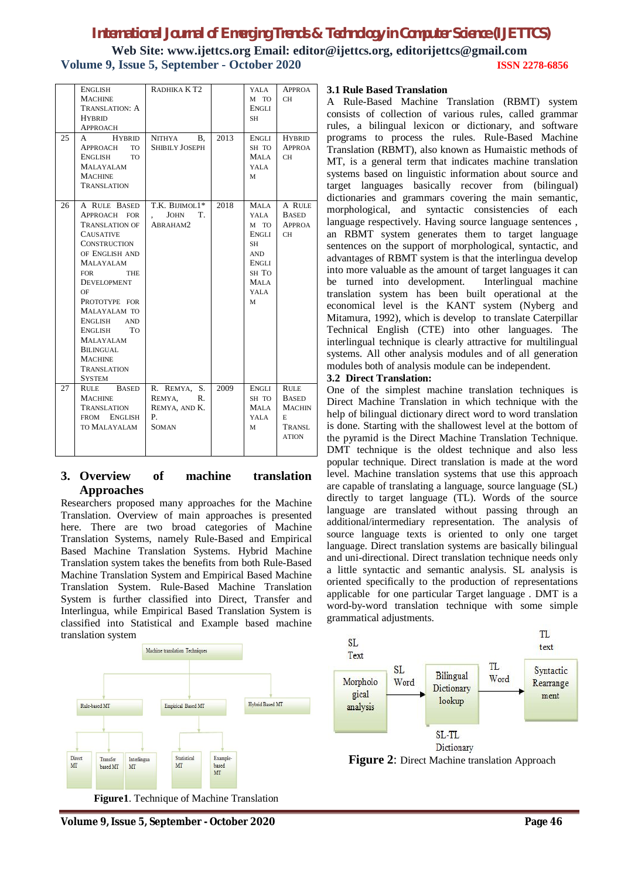| | | | | | |
|---|---|---|---|---|---|
| | English Machine Translation: A Hybrid Approach | Radhika K T2 | | Malayalam to English | Approach |
| 25 | A Hybrid Approach to English to Malayalam Machine Translation | Nithya B, Shibily Joseph | 2013 | English to Malayalam | Hybrid Approach |
| 26 | A Rule Based Translation of Causative Construction of English and Malayalam for the Development of Prototype for Malayalam to English and English To Malayalam Bilingual Machine Translation System | T.K. Bijimol1*, John T. Abraham2 | 2018 | Malayalam to English and English To Malayalam | A Rule Based Approach |
| 27 | Rule Based Machine Translation from English to Malayalam | R. Remya, S. Remya, R. Remya, and K. P. Soman | 2009 | English to Malayalam | Rule Based Machine Translation |

## 3. Overview of machine translation Approaches

Researchers proposed many approaches for the Machine Translation. Overview of main approaches is presented here. There are two broad categories of Machine Translation Systems, namely Rule-Based and Empirical Based Machine Translation Systems. Hybrid Machine Translation system takes the benefits from both Rule-Based Machine Translation System and Empirical Based Machine Translation System. Rule-Based Machine Translation System is further classified into Direct, Transfer and Interlingua, while Empirical Based Translation System is classified into Statistical and Example based machine translation system

Machine translation Techniques
- Rule-based MT
  - Direct MT
  - Transfer based MT
  - Interlingua MT
- Empirical Based MT
  - Statistical MT
  - Example-based MT
- Hybrid Based MT

**Figure1**. Technique of Machine Translation

### 3.1 Rule Based Translation

A Rule-Based Machine Translation (RBMT) system consists of collection of various rules, called grammar rules, a bilingual lexicon or dictionary, and software programs to process the rules. Rule-Based Machine Translation (RBMT), also known as Humaistic methods of MT, is a general term that indicates machine translation systems based on linguistic information about source and target languages basically recover from (bilingual) dictionaries and grammars covering the main semantic, morphological, and syntactic consistencies of each language respectively. Having source language sentences , an RBMT system generates them to target language sentences on the support of morphological, syntactic, and advantages of RBMT system is that the interlingua develop into more valuable as the amount of target languages it can be turned into development. Interlingual machine translation system has been built operational at the economical level is the KANT system (Nyberg and Mitamura, 1992), which is develop to translate Caterpillar Technical English (CTE) into other languages. The interlingual technique is clearly attractive for multilingual systems. All other analysis modules and of all generation modules both of analysis module can be independent.

### 3.2 Direct Translation:

One of the simplest machine translation techniques is Direct Machine Translation in which technique with the help of bilingual dictionary direct word to word translation is done. Starting with the shallowest level at the bottom of the pyramid is the Direct Machine Translation Technique. DMT technique is the oldest technique and also less popular technique. Direct translation is made at the word level. Machine translation systems that use this approach are capable of translating a language, source language (SL) directly to target language (TL). Words of the source language are translated without passing through an additional/intermediary representation. The analysis of source language texts is oriented to only one target language. Direct translation systems are basically bilingual and uni-directional. Direct translation technique needs only a little syntactic and semantic analysis. SL analysis is oriented specifically to the production of representations applicable for one particular Target language . DMT is a word-by-word translation technique with some simple grammatical adjustments.

SL Text → Morphological analysis → SL Word → Bilingual Dictionary lookup (SL-TL Dictionary) → TL Word → Syntactic Rearrangement → TL text

**Figure 2**: Direct Machine translation Approach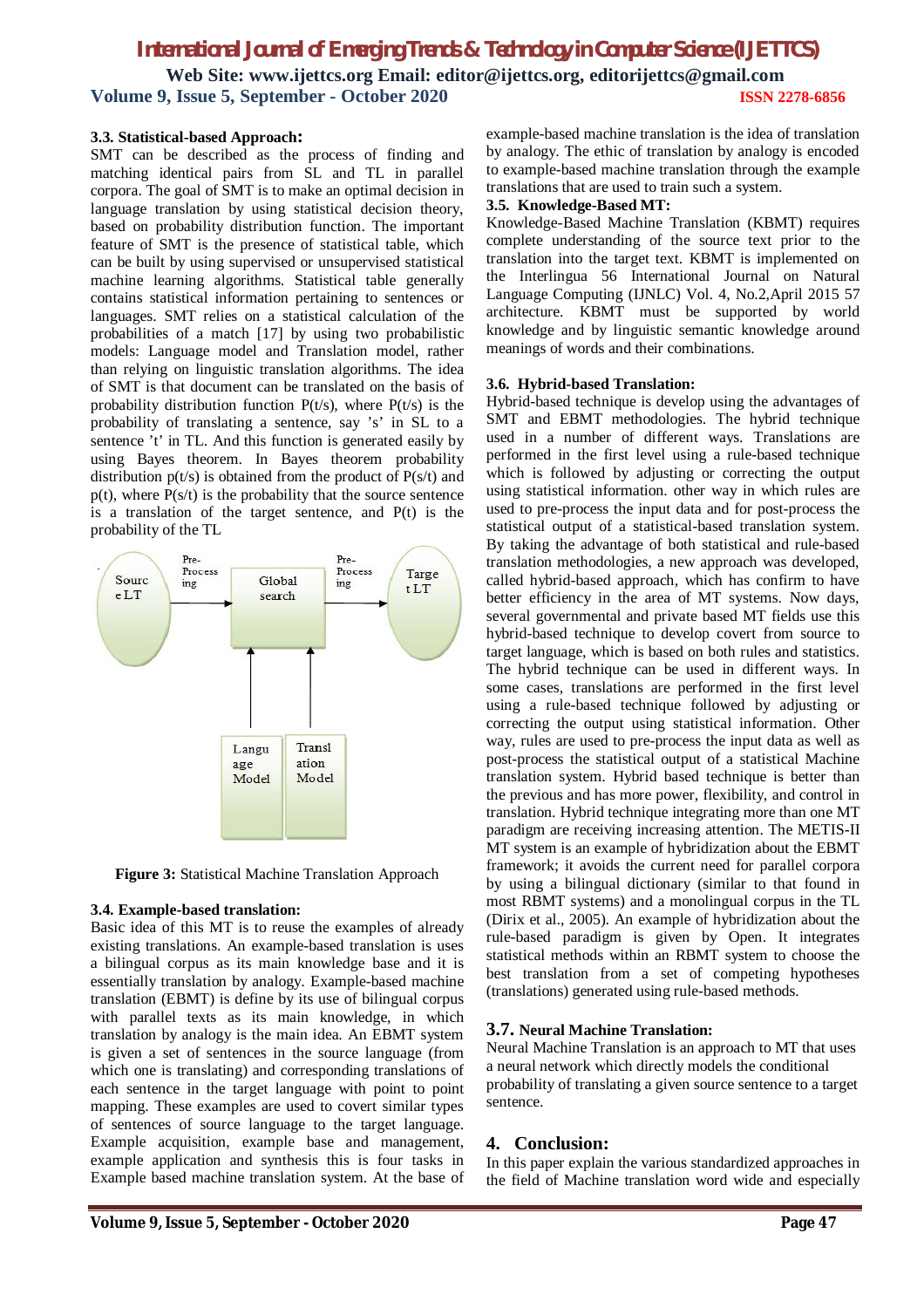### 3.3. Statistical-based Approach:

SMT can be described as the process of finding and matching identical pairs from SL and TL in parallel corpora. The goal of SMT is to make an optimal decision in language translation by using statistical decision theory, based on probability distribution function. The important feature of SMT is the presence of statistical table, which can be built by using supervised or unsupervised statistical machine learning algorithms. Statistical table generally contains statistical information pertaining to sentences or languages. SMT relies on a statistical calculation of the probabilities of a match [17] by using two probabilistic models: Language model and Translation model, rather than relying on linguistic translation algorithms. The idea of SMT is that document can be translated on the basis of probability distribution function $P(t/s)$, where $P(t/s)$ is the probability of translating a sentence, say 's' in SL to a sentence 't' in TL. And this function is generated easily by using Bayes theorem. In Bayes theorem probability distribution $p(t/s)$ is obtained from the product of $P(s/t)$ and $p(t)$, where $P(s/t)$ is the probability that the source sentence is a translation of the target sentence, and $P(t)$ is the probability of the TL

**Figure 3:** Statistical Machine Translation Approach

### 3.4. Example-based translation:

Basic idea of this MT is to reuse the examples of already existing translations. An example-based translation is uses a bilingual corpus as its main knowledge base and it is essentially translation by analogy. Example-based machine translation (EBMT) is define by its use of bilingual corpus with parallel texts as its main knowledge, in which translation by analogy is the main idea. An EBMT system is given a set of sentences in the source language (from which one is translating) and corresponding translations of each sentence in the target language with point to point mapping. These examples are used to covert similar types of sentences of source language to the target language. Example acquisition, example base and management, example application and synthesis this is four tasks in Example based machine translation system. At the base of example-based machine translation is the idea of translation by analogy. The ethic of translation by analogy is encoded to example-based machine translation through the example translations that are used to train such a system.

### 3.5. Knowledge-Based MT:

Knowledge-Based Machine Translation (KBMT) requires complete understanding of the source text prior to the translation into the target text. KBMT is implemented on the Interlingua 56 International Journal on Natural Language Computing (IJNLC) Vol. 4, No.2,April 2015 57 architecture. KBMT must be supported by world knowledge and by linguistic semantic knowledge around meanings of words and their combinations.

### 3.6. Hybrid-based Translation:

Hybrid-based technique is develop using the advantages of SMT and EBMT methodologies. The hybrid technique used in a number of different ways. Translations are performed in the first level using a rule-based technique which is followed by adjusting or correcting the output using statistical information. other way in which rules are used to pre-process the input data and for post-process the statistical output of a statistical-based translation system. By taking the advantage of both statistical and rule-based translation methodologies, a new approach was developed, called hybrid-based approach, which has confirm to have better efficiency in the area of MT systems. Now days, several governmental and private based MT fields use this hybrid-based technique to develop covert from source to target language, which is based on both rules and statistics. The hybrid technique can be used in different ways. In some cases, translations are performed in the first level using a rule-based technique followed by adjusting or correcting the output using statistical information. Other way, rules are used to pre-process the input data as well as post-process the statistical output of a statistical Machine translation system. Hybrid based technique is better than the previous and has more power, flexibility, and control in translation. Hybrid technique integrating more than one MT paradigm are receiving increasing attention. The METIS-II MT system is an example of hybridization about the EBMT framework; it avoids the current need for parallel corpora by using a bilingual dictionary (similar to that found in most RBMT systems) and a monolingual corpus in the TL (Dirix et al., 2005). An example of hybridization about the rule-based paradigm is given by Open. It integrates statistical methods within an RBMT system to choose the best translation from a set of competing hypotheses (translations) generated using rule-based methods.

### 3.7. Neural Machine Translation:

Neural Machine Translation is an approach to MT that uses a neural network which directly models the conditional probability of translating a given source sentence to a target sentence.

## 4. Conclusion:

In this paper explain the various standardized approaches in the field of Machine translation word wide and especially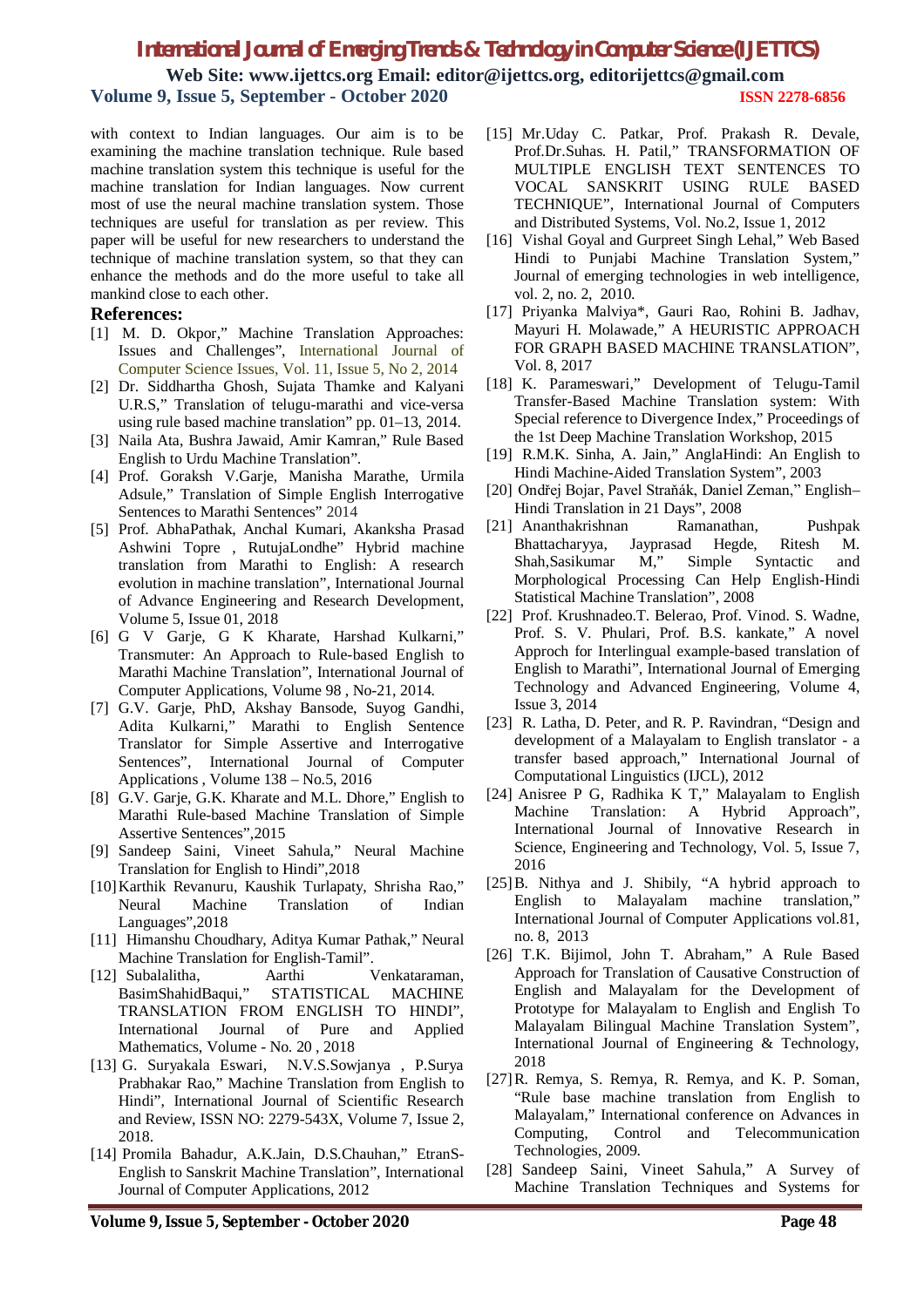with context to Indian languages. Our aim is to be examining the machine translation technique. Rule based machine translation system this technique is useful for the machine translation for Indian languages. Now current most of use the neural machine translation system. Those techniques are useful for translation as per review. This paper will be useful for new researchers to understand the technique of machine translation system, so that they can enhance the methods and do the more useful to take all mankind close to each other.

## References:

[1] M. D. Okpor," Machine Translation Approaches: Issues and Challenges", International Journal of Computer Science Issues, Vol. 11, Issue 5, No 2, 2014

[2] Dr. Siddhartha Ghosh, Sujata Thamke and Kalyani U.R.S," Translation of telugu-marathi and vice-versa using rule based machine translation" pp. 01–13, 2014.

[3] Naila Ata, Bushra Jawaid, Amir Kamran," Rule Based English to Urdu Machine Translation".

[4] Prof. Goraksh V.Garje, Manisha Marathe, Urmila Adsule," Translation of Simple English Interrogative Sentences to Marathi Sentences" 2014

[5] Prof. AbhaPathak, Anchal Kumari, Akanksha Prasad Ashwini Tope , RutujaLondhe" Hybrid machine translation from Marathi to English: A research evolution in machine translation", International Journal of Advance Engineering and Research Development, Volume 5, Issue 01, 2018

[6] G V Garje, G K Kharate, Harshad Kulkarni," Transmuter: An Approach to Rule-based English to Marathi Machine Translation", International Journal of Computer Applications, Volume 98 , No-21, 2014.

[7] G.V. Garje, PhD, Akshay Bansode, Suyog Gandhi, Adita Kulkarni," Marathi to English Sentence Translator for Simple Assertive and Interrogative Sentences", International Journal of Computer Applications , Volume 138 – No.5, 2016

[8] G.V. Garje, G.K. Kharate and M.L. Dhore," English to Marathi Rule-based Machine Translation of Simple Assertive Sentences",2015

[9] Sandeep Saini, Vineet Sahula," Neural Machine Translation for English to Hindi",2018

[10] Karthik Revanuru, Kaushik Turlapaty, Shrisha Rao," Neural Machine Translation of Indian Languages",2018

[11] Himanshu Choudhary, Aditya Kumar Pathak," Neural Machine Translation for English-Tamil".

[12] Subalalitha, Aarthi Venkataraman, BasimShahidBaqui," STATISTICAL MACHINE TRANSLATION FROM ENGLISH TO HINDI", International Journal of Pure and Applied Mathematics, Volume - No. 20 , 2018

[13] G. Suryakala Eswari, N.V.S.Sowjanya , P.Surya Prabhakar Rao," Machine Translation from English to Hindi", International Journal of Scientific Research and Review, ISSN NO: 2279-543X, Volume 7, Issue 2, 2018.

[14] Promila Bahadur, A.K.Jain, D.S.Chauhan," EtranS- English to Sanskrit Machine Translation", International Journal of Computer Applications, 2012

[15] Mr.Uday C. Patkar, Prof. Prakash R. Devale, Prof.Dr.Suhas. H. Patil," TRANSFORMATION OF MULTIPLE ENGLISH TEXT SENTENCES TO VOCAL SANSKRIT USING RULE BASED TECHNIQUE", International Journal of Computers and Distributed Systems, Vol. No.2, Issue 1, 2012

[16] Vishal Goyal and Gurpreet Singh Lehal," Web Based Hindi to Punjabi Machine Translation System," Journal of emerging technologies in web intelligence, vol. 2, no. 2, 2010.

[17] Priyanka Malviya*, Gauri Rao, Rohini B. Jadhav, Mayuri H. Molawade," A HEURISTIC APPROACH FOR GRAPH BASED MACHINE TRANSLATION", Vol. 8, 2017

[18] K. Parameswari," Development of Telugu-Tamil Transfer-Based Machine Translation system: With Special reference to Divergence Index," Proceedings of the 1st Deep Machine Translation Workshop, 2015

[19] R.M.K. Sinha, A. Jain," AnglaHindi: An English to Hindi Machine-Aided Translation System", 2003

[20] Ondřej Bojar, Pavel Straňák, Daniel Zeman," English–Hindi Translation in 21 Days", 2008

[21] Ananthakrishnan Ramanathan, Pushpak Bhattacharyya, Jayprasad Hegde, Ritesh M. Shah,Sasikumar M," Simple Syntactic and Morphological Processing Can Help English-Hindi Statistical Machine Translation", 2008

[22] Prof. Krushnadeo.T. Belerao, Prof. Vinod. S. Wadne, Prof. S. V. Phulari, Prof. B.S. kankate," A novel Approch for Interlingual example-based translation of English to Marathi", International Journal of Emerging Technology and Advanced Engineering, Volume 4, Issue 3, 2014

[23] R. Latha, D. Peter, and R. P. Ravindran, "Design and development of a Malayalam to English translator - a transfer based approach," International Journal of Computational Linguistics (IJCL), 2012

[24] Anisree P G, Radhika K T," Malayalam to English Machine Translation: A Hybrid Approach", International Journal of Innovative Research in Science, Engineering and Technology, Vol. 5, Issue 7, 2016

[25] B. Nithya and J. Shibily, "A hybrid approach to English to Malayalam machine translation," International Journal of Computer Applications vol.81, no. 8, 2013

[26] T.K. Bijimol, John T. Abraham," A Rule Based Approach for Translation of Causative Construction of English and Malayalam for the Development of Prototype for Malayalam to English and English To Malayalam Bilingual Machine Translation System", International Journal of Engineering & Technology, 2018

[27] R. Remya, S. Remya, R. Remya, and K. P. Soman, "Rule base machine translation from English to Malayalam," International conference on Advances in Computing, Control and Telecommunication Technologies, 2009.

[28] Sandeep Saini, Vineet Sahula," A Survey of Machine Translation Techniques and Systems for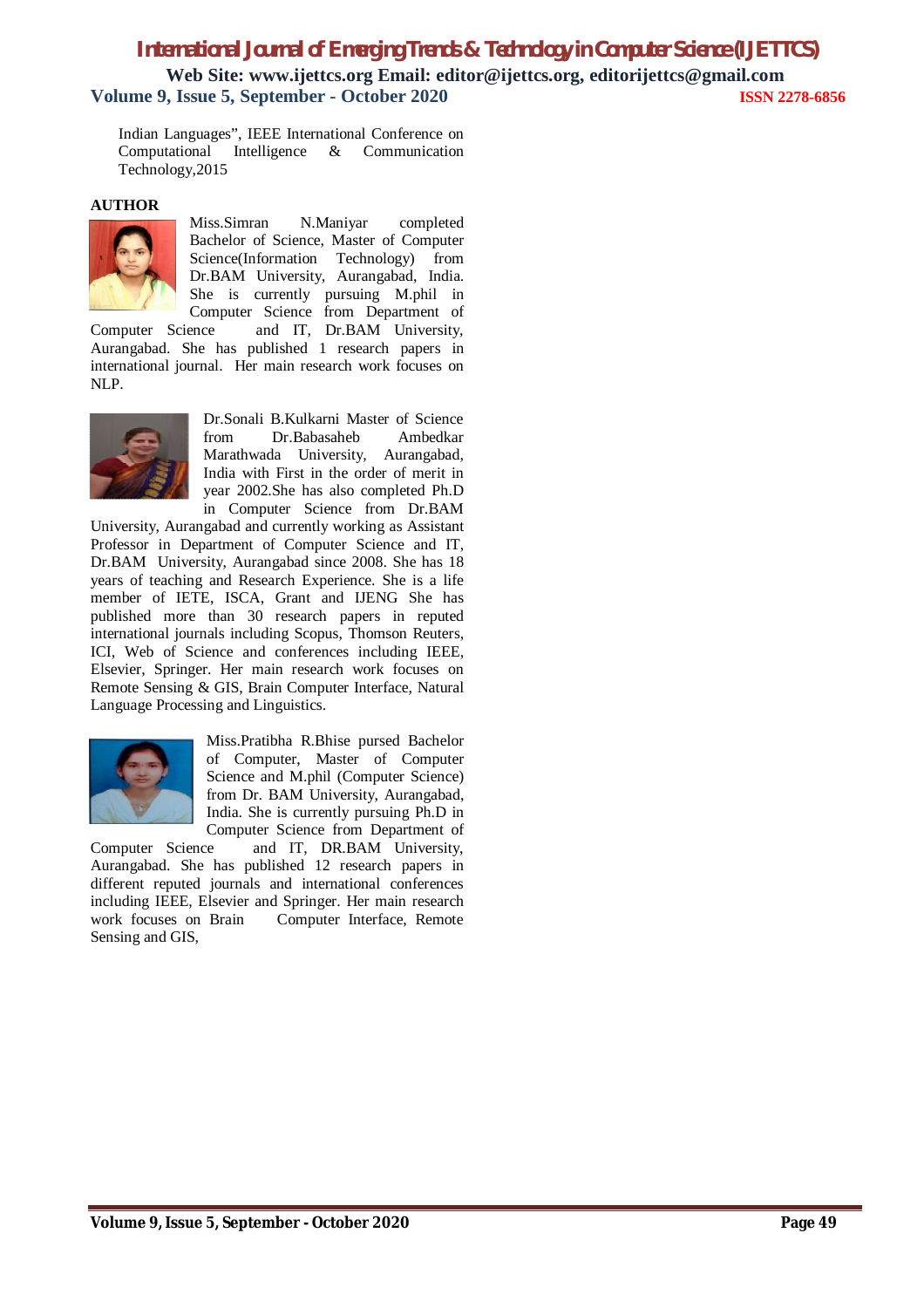Indian Languages", IEEE International Conference on Computational Intelligence & Communication Technology,2015

**AUTHOR**

Miss.Simran N.Maniyar completed Bachelor of Science, Master of Computer Science(Information Technology) from Dr.BAM University, Aurangabad, India. She is currently pursuing M.phil in Computer Science from Department of Computer Science and IT, Dr.BAM University, Aurangabad. She has published 1 research papers in international journal. Her main research work focuses on NLP.

Dr.Sonali B.Kulkarni Master of Science from Dr.Babasaheb Ambedkar Marathwada University, Aurangabad, India with First in the order of merit in year 2002.She has also completed Ph.D in Computer Science from Dr.BAM University, Aurangabad and currently working as Assistant Professor in Department of Computer Science and IT, Dr.BAM University, Aurangabad since 2008. She has 18 years of teaching and Research Experience. She is a life member of IETE, ISCA, Grant and IJENG She has published more than 30 research papers in reputed international journals including Scopus, Thomson Reuters, ICI, Web of Science and conferences including IEEE, Elsevier, Springer. Her main research work focuses on Remote Sensing & GIS, Brain Computer Interface, Natural Language Processing and Linguistics.

Miss.Pratibha R.Bhise pursed Bachelor of Computer, Master of Computer Science and M.phil (Computer Science) from Dr. BAM University, Aurangabad, India. She is currently pursuing Ph.D in Computer Science from Department of Computer Science and IT, DR.BAM University, Aurangabad. She has published 12 research papers in different reputed journals and international conferences including IEEE, Elsevier and Springer. Her main research work focuses on Brain Computer Interface, Remote Sensing and GIS,